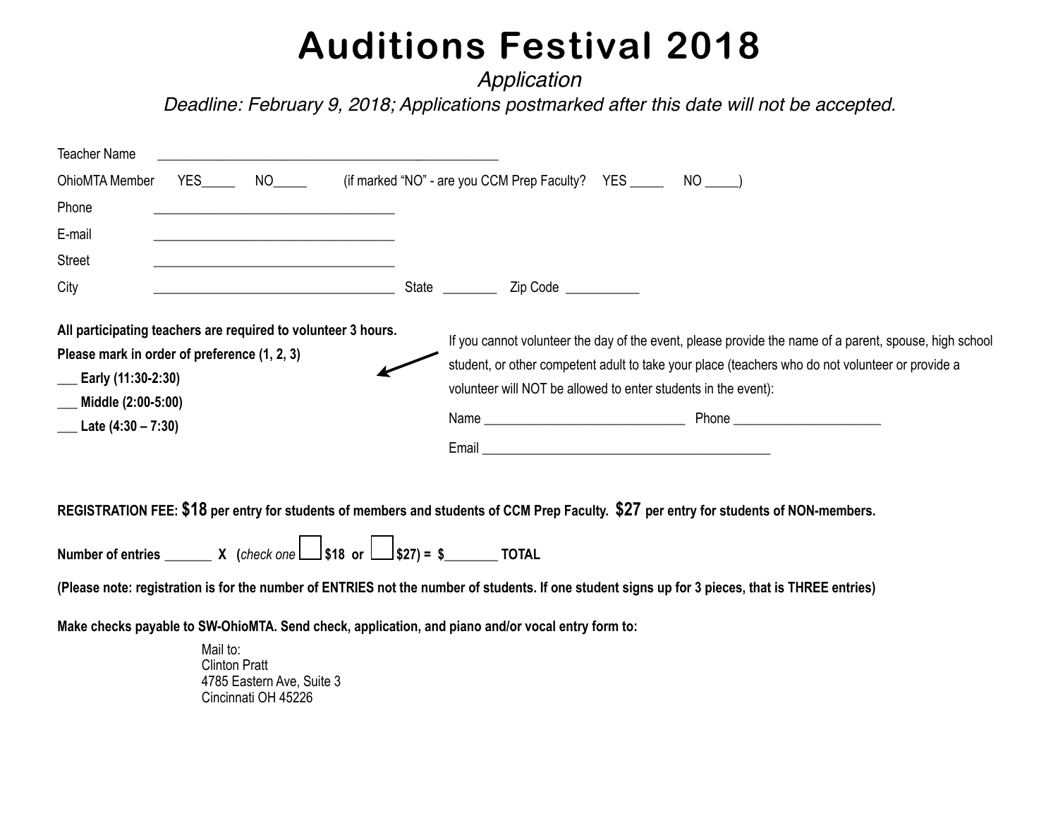# Auditions Festival 2018

*Application*

*Deadline: February 9, 2018; Applications postmarked after this date will not be accepted.*

Teacher Name ________________________________________________

OhioMTA Member YES_____ NO_____ (if marked "NO" - are you CCM Prep Faculty? YES _____ NO _____)

Phone ___________________________________

E-mail ___________________________________

Street ___________________________________

City ___________________________________ State ________ Zip Code ___________

**All participating teachers are required to volunteer 3 hours.**

**Please mark in order of preference (1, 2, 3)**

**___ Early (11:30-2:30)**

**___ Middle (2:00-5:00)**

**___ Late (4:30 – 7:30)**

If you cannot volunteer the day of the event, please provide the name of a parent, spouse, high school student, or other competent adult to take your place (teachers who do not volunteer or provide a volunteer will NOT be allowed to enter students in the event):

Name ______________________________ Phone ______________________

Email __________________________________________

**REGISTRATION FEE: $18 per entry for students of members and students of CCM Prep Faculty. $27 per entry for students of NON-members.**

**Number of entries _______ X (*check one* ☐ $18 or ☐ $27) = $________ TOTAL**

**(Please note: registration is for the number of ENTRIES not the number of students. If one student signs up for 3 pieces, that is THREE entries)**

**Make checks payable to SW-OhioMTA. Send check, application, and piano and/or vocal entry form to:**

Mail to:
Clinton Pratt
4785 Eastern Ave, Suite 3
Cincinnati OH 45226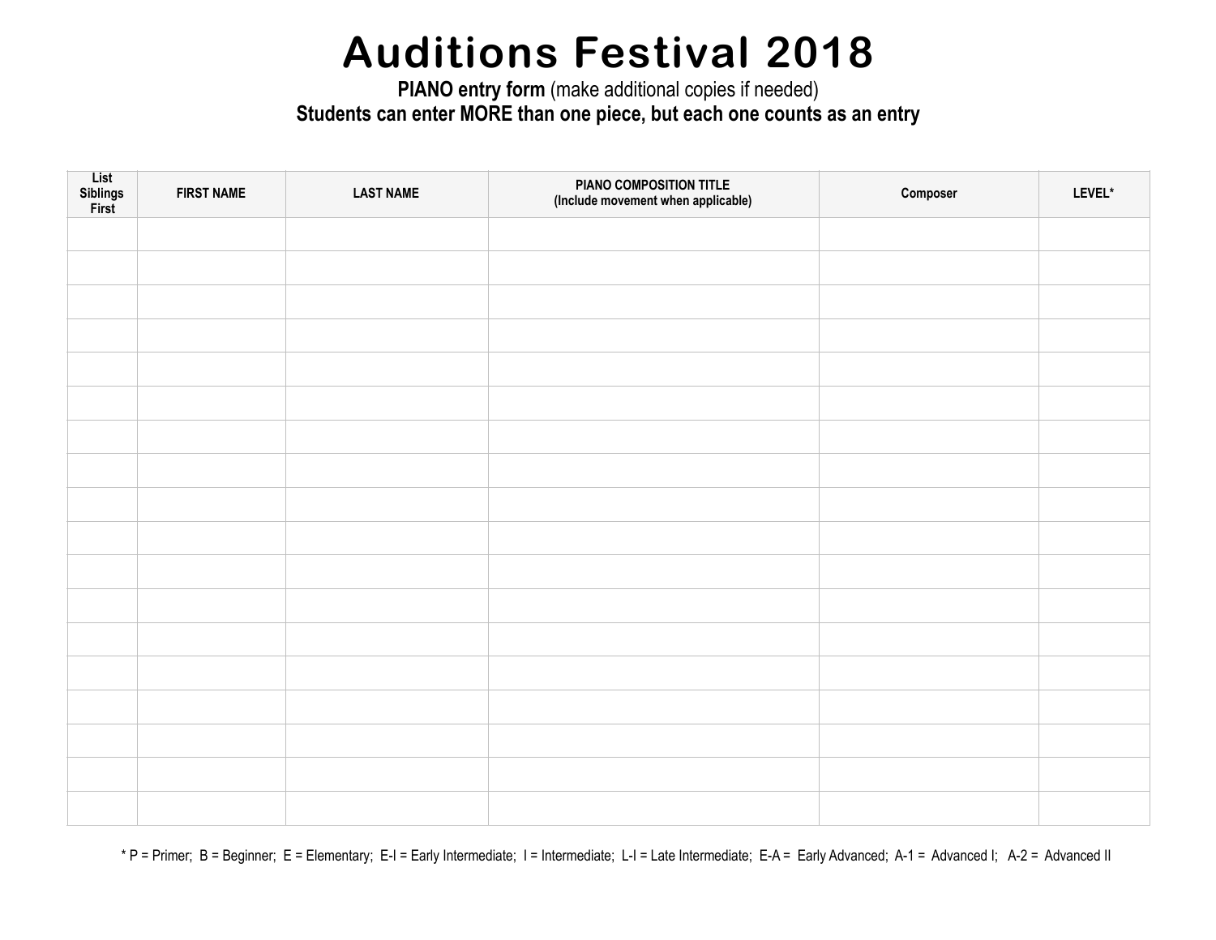# Auditions Festival 2018

**PIANO entry form** (make additional copies if needed)

**Students can enter MORE than one piece, but each one counts as an entry**

| List Siblings First | FIRST NAME | LAST NAME | PIANO COMPOSITION TITLE (Include movement when applicable) | Composer | LEVEL* |
|---|---|---|---|---|---|
| | | | | | |
| | | | | | |
| | | | | | |
| | | | | | |
| | | | | | |
| | | | | | |
| | | | | | |
| | | | | | |
| | | | | | |
| | | | | | |
| | | | | | |
| | | | | | |
| | | | | | |
| | | | | | |
| | | | | | |
| | | | | | |
| | | | | | |
| | | | | | |

* P = Primer; B = Beginner; E = Elementary; E-I = Early Intermediate; I = Intermediate; L-I = Late Intermediate; E-A = Early Advanced; A-1 = Advanced I; A-2 = Advanced II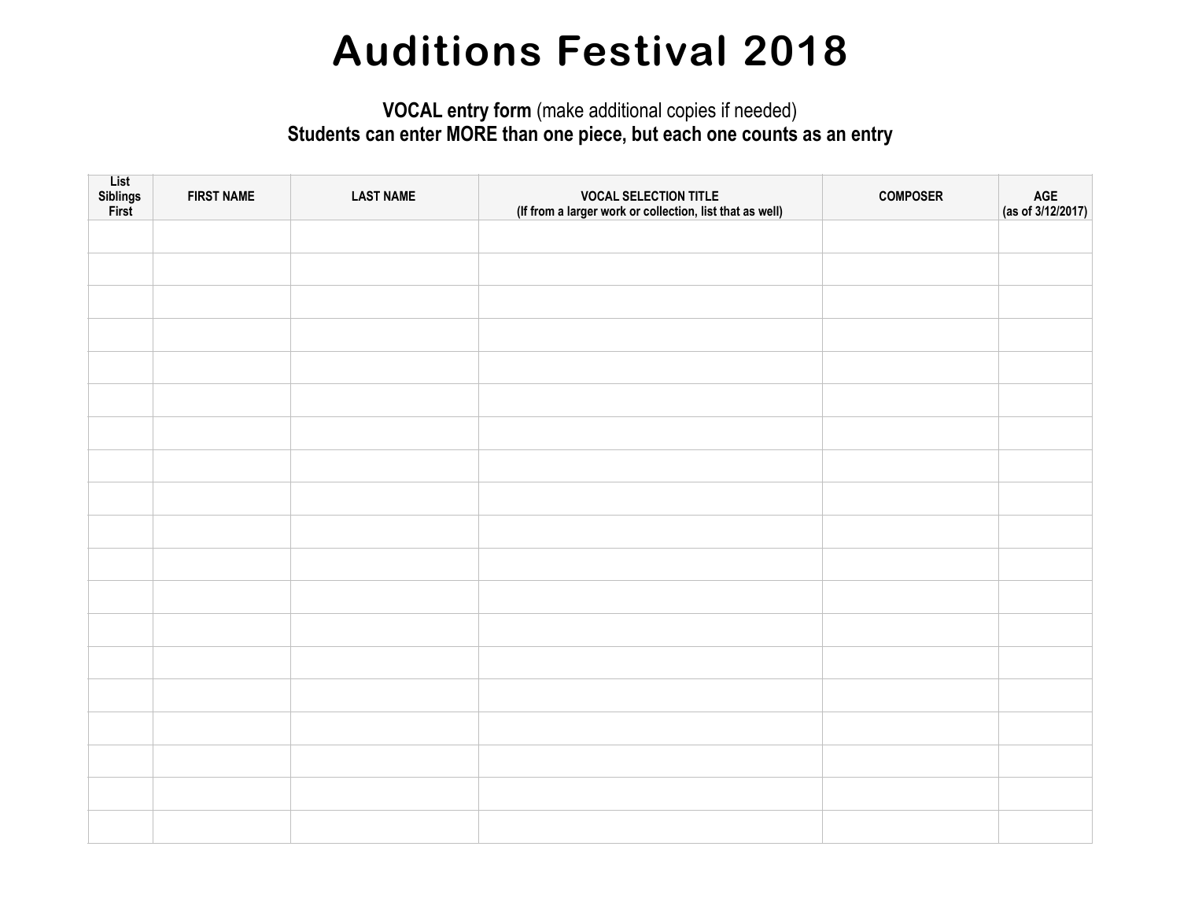# Auditions Festival 2018

**VOCAL entry form** (make additional copies if needed)
**Students can enter MORE than one piece, but each one counts as an entry**

| List Siblings First | FIRST NAME | LAST NAME | VOCAL SELECTION TITLE (If from a larger work or collection, list that as well) | COMPOSER | AGE (as of 3/12/2017) |
|---|---|---|---|---|---|
| | | | | | |
| | | | | | |
| | | | | | |
| | | | | | |
| | | | | | |
| | | | | | |
| | | | | | |
| | | | | | |
| | | | | | |
| | | | | | |
| | | | | | |
| | | | | | |
| | | | | | |
| | | | | | |
| | | | | | |
| | | | | | |
| | | | | | |
| | | | | | |
| | | | | | |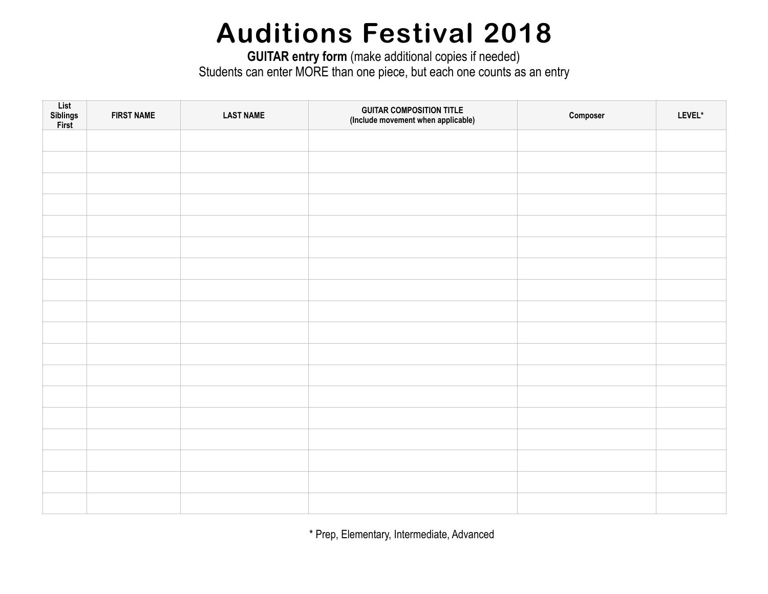# Auditions Festival 2018

**GUITAR entry form** (make additional copies if needed)

Students can enter MORE than one piece, but each one counts as an entry

| List Siblings First | FIRST NAME | LAST NAME | GUITAR COMPOSITION TITLE (Include movement when applicable) | Composer | LEVEL* |
|---|---|---|---|---|---|
| | | | | | |
| | | | | | |
| | | | | | |
| | | | | | |
| | | | | | |
| | | | | | |
| | | | | | |
| | | | | | |
| | | | | | |
| | | | | | |
| | | | | | |
| | | | | | |
| | | | | | |
| | | | | | |
| | | | | | |
| | | | | | |
| | | | | | |
| | | | | | |

* Prep, Elementary, Intermediate, Advanced